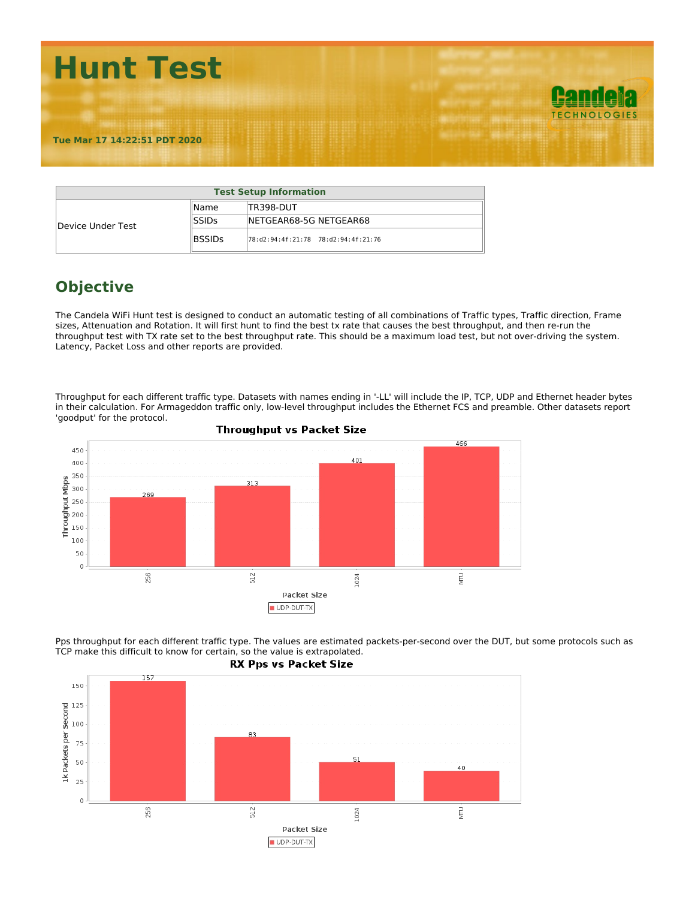# Hunt Test

**Tue Mar 17 14:22:51 PDT 2020**

| Test Setup Information | | |
|---|---|---|
| Device Under Test | Name | TR398-DUT |
| | SSIDs | NETGEAR68-5G NETGEAR68 |
| | BSSIDs | 78:d2:94:4f:21:78 78:d2:94:4f:21:76 |

## Objective

The Candela WiFi Hunt test is designed to conduct an automatic testing of all combinations of Traffic types, Traffic direction, Frame sizes, Attenuation and Rotation. It will first hunt to find the best tx rate that causes the best throughput, and then re-run the throughput test with TX rate set to the best throughput rate. This should be a maximum load test, but not over-driving the system. Latency, Packet Loss and other reports are provided.

Throughput for each different traffic type. Datasets with names ending in '-LL' will include the IP, TCP, UDP and Ethernet header bytes in their calculation. For Armageddon traffic only, low-level throughput includes the Ethernet FCS and preamble. Other datasets report 'goodput' for the protocol.

**Throughput vs Packet Size**

| Packet Size | UDP-DUT-TX (Throughput Mbps) |
|---|---|
| 256 | 269 |
| 512 | 313 |
| 1024 | 401 |
| MTU | 466 |

Pps throughput for each different traffic type. The values are estimated packets-per-second over the DUT, but some protocols such as TCP make this difficult to know for certain, so the value is extrapolated.

**RX Pps vs Packet Size**

| Packet Size | UDP-DUT-TX (1k Packets per Second) |
|---|---|
| 256 | 157 |
| 512 | 83 |
| 1024 | 51 |
| MTU | 40 |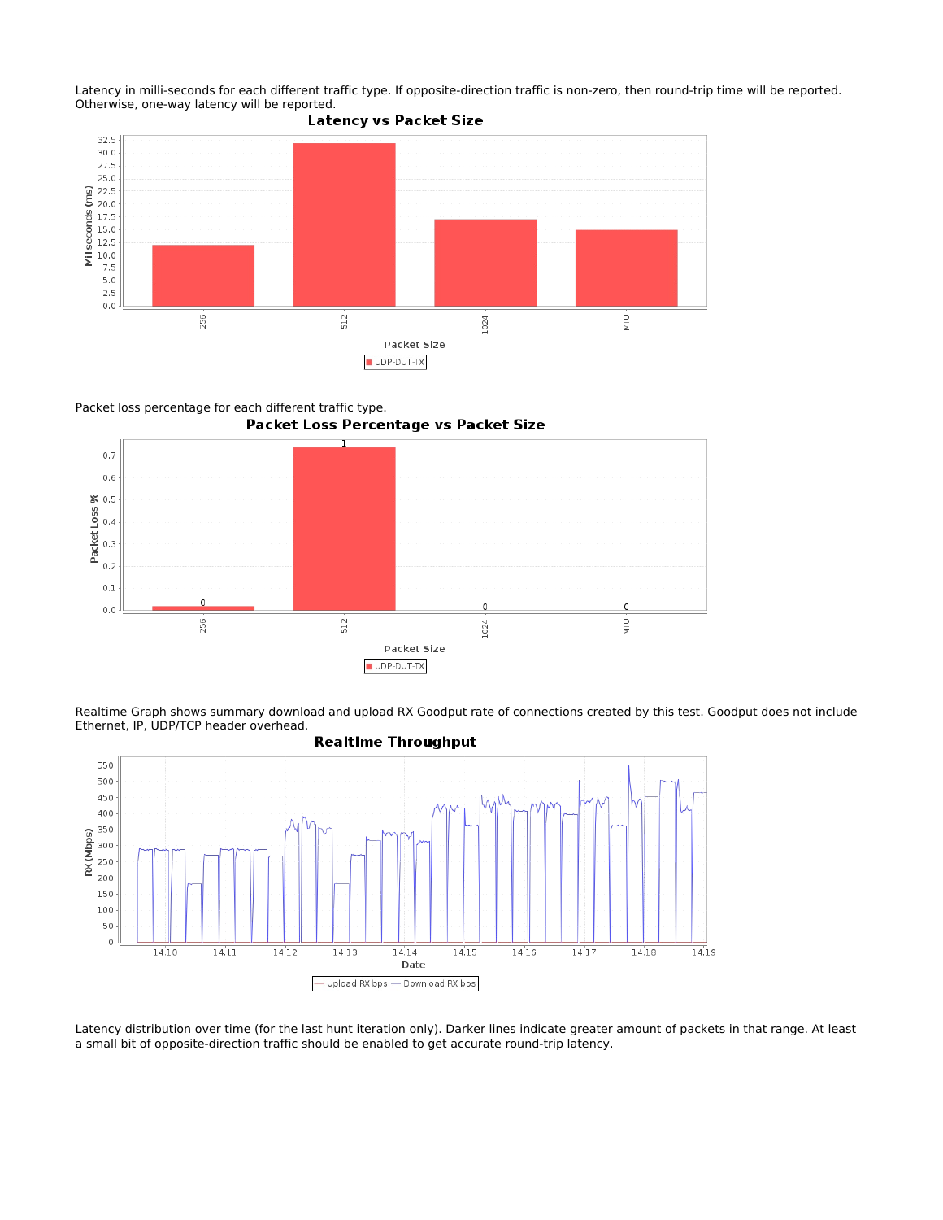Latency in milli-seconds for each different traffic type. If opposite-direction traffic is non-zero, then round-trip time will be reported. Otherwise, one-way latency will be reported.

Packet loss percentage for each different traffic type.

Realtime Graph shows summary download and upload RX Goodput rate of connections created by this test. Goodput does not include Ethernet, IP, UDP/TCP header overhead.

Latency distribution over time (for the last hunt iteration only). Darker lines indicate greater amount of packets in that range. At least a small bit of opposite-direction traffic should be enabled to get accurate round-trip latency.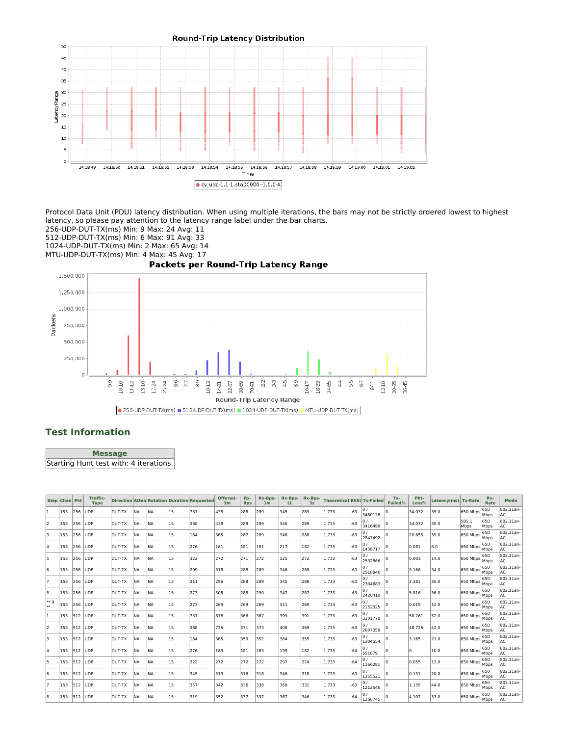Protocol Data Unit (PDU) latency distribution. When using multiple iterations, the bars may not be strictly ordered lowest to highest latency, so please pay attention to the latency range label under the bar charts.
256-UDP-DUT-TX(ms) Min: 9 Max: 24 Avg: 11
512-UDP-DUT-TX(ms) Min: 6 Max: 91 Avg: 33
1024-UDP-DUT-TX(ms) Min: 2 Max: 65 Avg: 14
MTU-UDP-DUT-TX(ms) Min: 4 Max: 45 Avg: 17

## Test Information

| Message |
| --- |
| Starting Hunt test with: 4 iterations. |

| Step | Chan | Pkt | Traffic-Type | Direction | Atten | Rotation | Duration | Requested | Offered-1m | Rx-Bps | Rx-Bps-1m | Rx-Bps-LL | Rx-Bps-3s | Theoretical | RSSI | Tx-Failed | Tx-Failed% | Pkt-Loss% | Latency(ms) | Tx-Rate | Rx-Rate | Mode |
| --- | --- | --- | --- | --- | --- | --- | --- | --- | --- | --- | --- | --- | --- | --- | --- | --- | --- | --- | --- | --- | --- | --- |
| 1 | 153 | 256 | UDP | DUT-TX | NA | NA | 15 | 737 | 438 | 288 | 289 | 345 | 289 | 1,733 | -63 | 0 / 3480126 | 0 | 34.032 | 35.0 | 650 Mbps | 650 Mbps | 802.11an-AC |
| 2 | 153 | 256 | UDP | DUT-TX | NA | NA | 15 | 368 | 438 | 288 | 289 | 346 | 289 | 1,733 | -63 | 0 / 3416499 | 0 | 34.032 | 35.0 | 585.1 Mbps | 650 Mbps | 802.11an-AC |
| 3 | 153 | 256 | UDP | DUT-TX | NA | NA | 15 | 184 | 365 | 287 | 289 | 346 | 288 | 1,733 | -63 | 0 / 2847492 | 0 | 20.655 | 39.0 | 650 Mbps | 650 Mbps | 802.11an-AC |
| 4 | 153 | 256 | UDP | DUT-TX | NA | NA | 15 | 276 | 181 | 181 | 181 | 217 | 182 | 1,733 | -63 | 0 / 1438717 | 0 | 0.081 | 8.0 | 650 Mbps | 650 Mbps | 802.11an-AC |
| 5 | 153 | 256 | UDP | DUT-TX | NA | NA | 15 | 322 | 272 | 271 | 272 | 325 | 272 | 1,733 | -63 | 0 / 2532866 | 0 | 0.003 | 14.0 | 650 Mbps | 650 Mbps | 802.11an-AC |
| 6 | 153 | 256 | UDP | DUT-TX | NA | NA | 15 | 299 | 318 | 288 | 289 | 346 | 288 | 1,733 | -63 | 0 / 2518846 | 0 | 9.166 | 34.0 | 650 Mbps | 650 Mbps | 802.11an-AC |
| 7 | 153 | 256 | UDP | DUT-TX | NA | NA | 15 | 311 | 296 | 288 | 289 | 345 | 288 | 1,733 | -63 | 0 / 2304683 | 0 | 2.381 | 35.0 | 650 Mbps | 650 Mbps | 802.11an-AC |
| 8 | 153 | 256 | UDP | DUT-TX | NA | NA | 15 | 273 | 308 | 288 | 289 | 347 | 287 | 1,733 | -63 | 0 / 2420410 | 0 | 5.816 | 36.0 | 650 Mbps | 650 Mbps | 802.11an-AC |
| ** 9 ** | 153 | 256 | UDP | DUT-TX | NA | NA | 15 | 273 | 269 | 269 | 269 | 321 | 269 | 1,733 | -63 | 0 / 2152325 | 0 | 0.019 | 12.0 | 650 Mbps | 650 Mbps | 802.11an-AC |
| 1 | 153 | 512 | UDP | DUT-TX | NA | NA | 15 | 737 | 878 | 366 | 367 | 399 | 391 | 1,733 | -63 | 0 / 3101770 | 0 | 58.261 | 52.0 | 650 Mbps | 650 Mbps | 802.11an-AC |
| 2 | 153 | 512 | UDP | DUT-TX | NA | NA | 15 | 368 | 726 | 371 | 373 | 406 | 369 | 1,733 | -63 | 0 / 2607359 | 0 | 48.726 | 42.0 | 650 Mbps | 650 Mbps | 802.11an-AC |
| 3 | 153 | 512 | UDP | DUT-TX | NA | NA | 15 | 184 | 365 | 350 | 352 | 384 | 355 | 1,733 | -63 | 0 / 1304554 | 0 | 3.165 | 21.0 | 650 Mbps | 650 Mbps | 802.11an-AC |
| 4 | 153 | 512 | UDP | DUT-TX | NA | NA | 15 | 276 | 183 | 181 | 183 | 199 | 182 | 1,733 | -64 | 0 / 651679 | 0 | 0 | 10.0 | 650 Mbps | 650 Mbps | 802.11an-AC |
| 5 | 153 | 512 | UDP | DUT-TX | NA | NA | 15 | 322 | 272 | 272 | 272 | 297 | 274 | 1,733 | -64 | 0 / 1166281 | 0 | 0.055 | 13.0 | 650 Mbps | 650 Mbps | 802.11an-AC |
| 6 | 153 | 512 | UDP | DUT-TX | NA | NA | 15 | 345 | 319 | 316 | 318 | 346 | 318 | 1,733 | -63 | 0 / 1355521 | 0 | 0.131 | 20.0 | 650 Mbps | 650 Mbps | 802.11an-AC |
| 7 | 153 | 512 | UDP | DUT-TX | NA | NA | 15 | 357 | 342 | 336 | 338 | 368 | 331 | 1,733 | -63 | 0 / 1212546 | 0 | 1.135 | 44.0 | 650 Mbps | 650 Mbps | 802.11an-AC |
| 8 | 153 | 512 | UDP | DUT-TX | NA | NA | 15 | 319 | 352 | 337 | 337 | 367 | 346 | 1,733 | -64 | 0 / 1268745 | 0 | 4.102 | 33.0 | 650 Mbps | 650 Mbps | 802.11an-AC |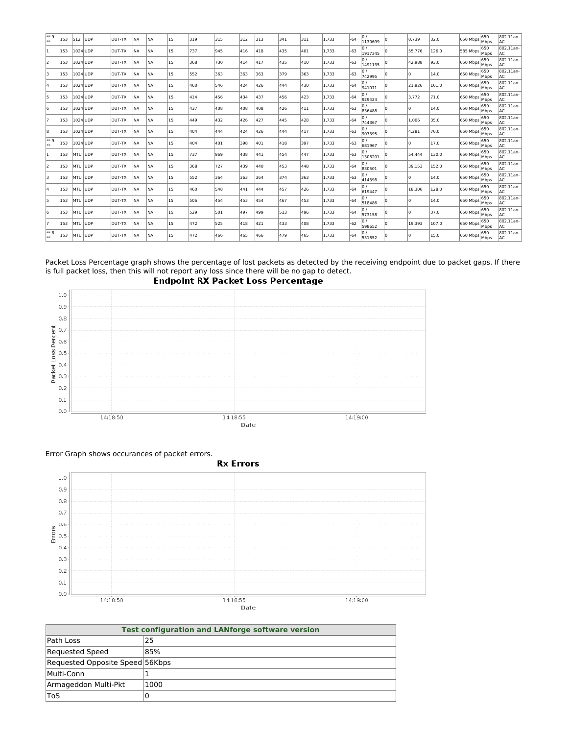| ** 9 ** | 153 | 512 | UDP | DUT-TX | NA | NA | 15 | 319 | 315 | 312 | 313 | 341 | 311 | 1,733 | -64 | 0 / 1130699 | 0 | 0.739 | 32.0 | 650 Mbps | 650 Mbps | 802.11an-AC |
|---|---|---|---|---|---|---|---|---|---|---|---|---|---|---|---|---|---|---|---|---|---|---|
| 1 | 153 | 1024 | UDP | DUT-TX | NA | NA | 15 | 737 | 945 | 416 | 418 | 435 | 401 | 1,733 | -63 | 0 / 1917345 | 0 | 55.776 | 126.0 | 585 Mbps | 650 Mbps | 802.11an-AC |
| 2 | 153 | 1024 | UDP | DUT-TX | NA | NA | 15 | 368 | 730 | 414 | 417 | 435 | 410 | 1,733 | -63 | 0 / 1491135 | 0 | 42.988 | 93.0 | 650 Mbps | 650 Mbps | 802.11an-AC |
| 3 | 153 | 1024 | UDP | DUT-TX | NA | NA | 15 | 552 | 363 | 363 | 363 | 379 | 363 | 1,733 | -63 | 0 / 742995 | 0 | 0 | 14.0 | 650 Mbps | 650 Mbps | 802.11an-AC |
| 4 | 153 | 1024 | UDP | DUT-TX | NA | NA | 15 | 460 | 546 | 424 | 426 | 444 | 430 | 1,733 | -64 | 0 / 941071 | 0 | 21.926 | 101.0 | 650 Mbps | 650 Mbps | 802.11an-AC |
| 5 | 153 | 1024 | UDP | DUT-TX | NA | NA | 15 | 414 | 456 | 434 | 437 | 456 | 423 | 1,733 | -64 | 0 / 929424 | 0 | 3.772 | 71.0 | 650 Mbps | 650 Mbps | 802.11an-AC |
| 6 | 153 | 1024 | UDP | DUT-TX | NA | NA | 15 | 437 | 408 | 408 | 408 | 426 | 411 | 1,733 | -63 | 0 / 836488 | 0 | 0 | 14.0 | 650 Mbps | 650 Mbps | 802.11an-AC |
| 7 | 153 | 1024 | UDP | DUT-TX | NA | NA | 15 | 449 | 432 | 426 | 427 | 445 | 428 | 1,733 | -64 | 0 / 744367 | 0 | 1.006 | 35.0 | 650 Mbps | 650 Mbps | 802.11an-AC |
| 8 | 153 | 1024 | UDP | DUT-TX | NA | NA | 15 | 404 | 444 | 424 | 426 | 444 | 417 | 1,733 | -63 | 0 / 907395 | 0 | 4.281 | 70.0 | 650 Mbps | 650 Mbps | 802.11an-AC |
| ** 9 ** | 153 | 1024 | UDP | DUT-TX | NA | NA | 15 | 404 | 401 | 398 | 401 | 418 | 397 | 1,733 | -63 | 0 / 681967 | 0 | 0 | 17.0 | 650 Mbps | 650 Mbps | 802.11an-AC |
| 1 | 153 | MTU | UDP | DUT-TX | NA | NA | 15 | 737 | 969 | 438 | 441 | 454 | 447 | 1,733 | -63 | 0 / 1306201 | 0 | 54.444 | 130.0 | 650 Mbps | 650 Mbps | 802.11an-AC |
| 2 | 153 | MTU | UDP | DUT-TX | NA | NA | 15 | 368 | 727 | 439 | 440 | 453 | 448 | 1,733 | -64 | 0 / 830501 | 0 | 39.153 | 152.0 | 650 Mbps | 650 Mbps | 802.11an-AC |
| 3 | 153 | MTU | UDP | DUT-TX | NA | NA | 15 | 552 | 364 | 363 | 364 | 374 | 363 | 1,733 | -63 | 0 / 414398 | 0 | 0 | 14.0 | 650 Mbps | 650 Mbps | 802.11an-AC |
| 4 | 153 | MTU | UDP | DUT-TX | NA | NA | 15 | 460 | 548 | 441 | 444 | 457 | 426 | 1,733 | -64 | 0 / 619447 | 0 | 18.306 | 128.0 | 650 Mbps | 650 Mbps | 802.11an-AC |
| 5 | 153 | MTU | UDP | DUT-TX | NA | NA | 15 | 506 | 454 | 453 | 454 | 467 | 453 | 1,733 | -64 | 0 / 518486 | 0 | 0 | 14.0 | 650 Mbps | 650 Mbps | 802.11an-AC |
| 6 | 153 | MTU | UDP | DUT-TX | NA | NA | 15 | 529 | 501 | 497 | 499 | 513 | 496 | 1,733 | -64 | 0 / 573158 | 0 | 0 | 37.0 | 650 Mbps | 650 Mbps | 802.11an-AC |
| 7 | 153 | MTU | UDP | DUT-TX | NA | NA | 15 | 472 | 525 | 418 | 421 | 433 | 408 | 1,733 | -62 | 0 / 598652 | 0 | 19.393 | 107.0 | 650 Mbps | 650 Mbps | 802.11an-AC |
| ** 8 ** | 153 | MTU | UDP | DUT-TX | NA | NA | 15 | 472 | 466 | 465 | 466 | 479 | 465 | 1,733 | -64 | 0 / 531852 | 0 | 0 | 15.0 | 650 Mbps | 650 Mbps | 802.11an-AC |

Packet Loss Percentage graph shows the percentage of lost packets as detected by the receiving endpoint due to packet gaps. If there is full packet loss, then this will not report any loss since there will be no gap to detect.

**Endpoint RX Packet Loss Percentage**

Error Graph shows occurances of packet errors.

**Rx Errors**

| Test configuration and LANforge software version | |
|---|---|
| Path Loss | 25 |
| Requested Speed | 85% |
| Requested Opposite Speed | 56Kbps |
| Multi-Conn | 1 |
| Armageddon Multi-Pkt | 1000 |
| ToS | 0 |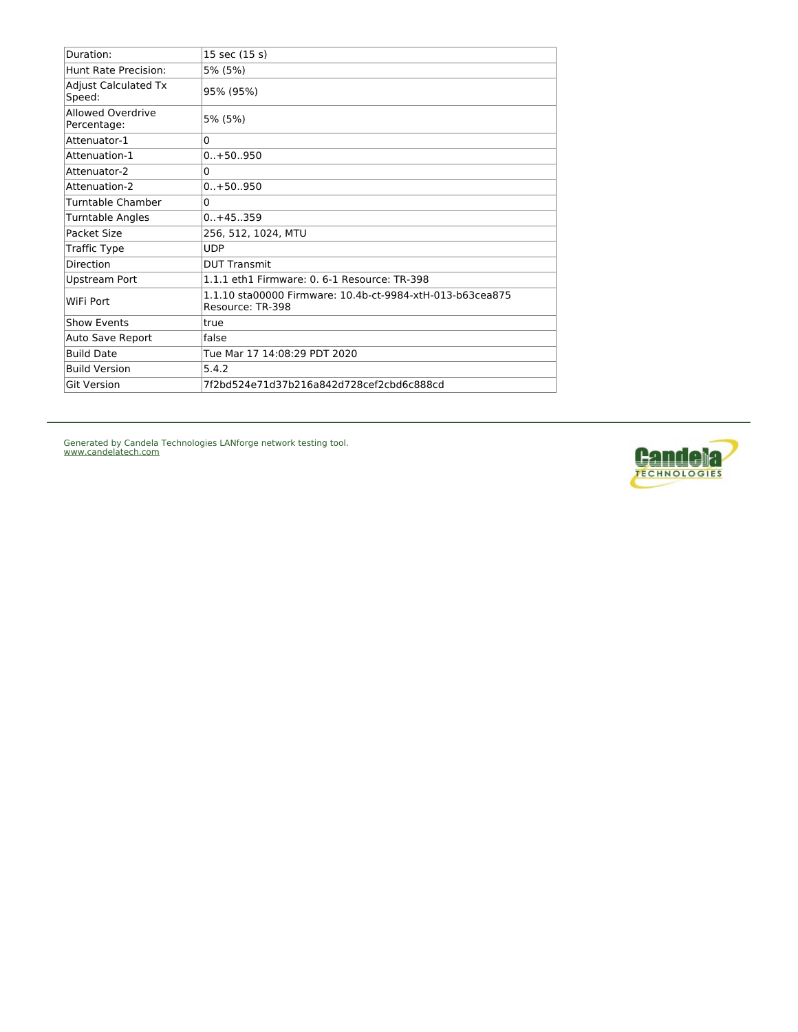| | |
|---|---|
| Duration: | 15 sec (15 s) |
| Hunt Rate Precision: | 5% (5%) |
| Adjust Calculated Tx Speed: | 95% (95%) |
| Allowed Overdrive Percentage: | 5% (5%) |
| Attenuator-1 | 0 |
| Attenuation-1 | 0..+50..950 |
| Attenuator-2 | 0 |
| Attenuation-2 | 0..+50..950 |
| Turntable Chamber | 0 |
| Turntable Angles | 0..+45..359 |
| Packet Size | 256, 512, 1024, MTU |
| Traffic Type | UDP |
| Direction | DUT Transmit |
| Upstream Port | 1.1.1 eth1 Firmware: 0. 6-1 Resource: TR-398 |
| WiFi Port | 1.1.10 sta00000 Firmware: 10.4b-ct-9984-xtH-013-b63cea875 Resource: TR-398 |
| Show Events | true |
| Auto Save Report | false |
| Build Date | Tue Mar 17 14:08:29 PDT 2020 |
| Build Version | 5.4.2 |
| Git Version | 7f2bd524e71d37b216a842d728cef2cbd6c888cd |

Generated by Candela Technologies LANforge network testing tool.
www.candelatech.com